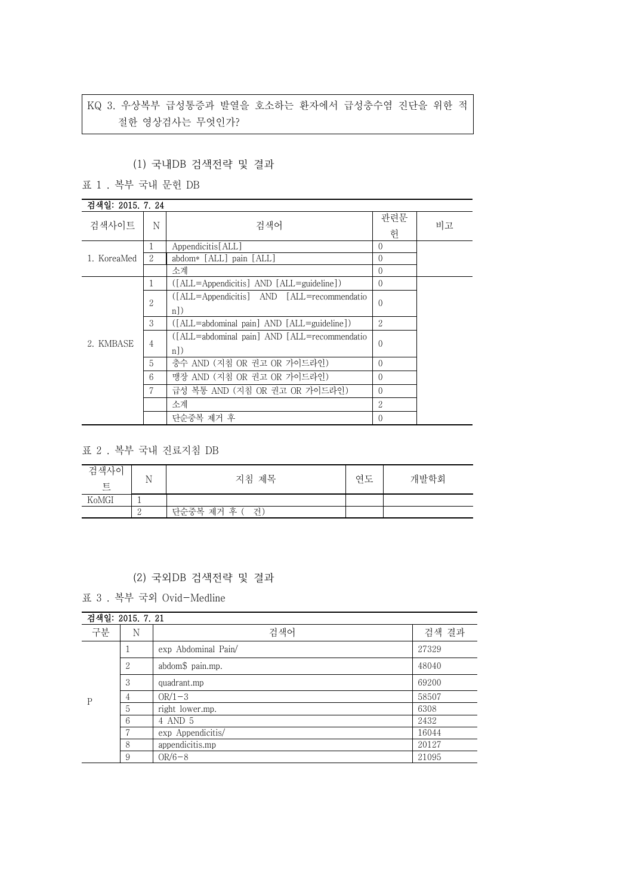KQ 3. 우상복부 급성통증과 발열을 호소하는 환자에서 급성충수염 진단을 위한 적절한 영상검사는 무엇인가?

(1) 국내DB 검색전략 및 결과

표 1 . 복부 국내 문헌 DB

| 검색일: 2015. 7. 24 | | | | |
|---|---|---|---|---|
| 검색사이트 | N | 검색어 | 관련문헌 | 비고 |
| 1. KoreaMed | 1 | Appendicitis[ALL] | 0 | |
| | 2 | abdom* [ALL] pain [ALL] | 0 | |
| | | 소계 | 0 | |
| 2. KMBASE | 1 | ([ALL=Appendicitis] AND [ALL=guideline]) | 0 | |
| | 2 | ([ALL=Appendicitis] AND [ALL=recommendation]) | 0 | |
| | 3 | ([ALL=abdominal pain] AND [ALL=guideline]) | 2 | |
| | 4 | ([ALL=abdominal pain] AND [ALL=recommendation]) | 0 | |
| | 5 | 충수 AND (지침 OR 권고 OR 가이드라인) | 0 | |
| | 6 | 맹장 AND (지침 OR 권고 OR 가이드라인) | 0 | |
| | 7 | 급성 복통 AND (지침 OR 권고 OR 가이드라인) | 0 | |
| | | 소계 | 2 | |
| | | 단순중복 제거 후 | 0 | |

표 2 . 복부 국내 진료지침 DB

| 검색사이트 | N | 지침 제목 | 연도 | 개발학회 |
|---|---|---|---|---|
| KoMGI | 1 | | | |
| | 2 | 단순중복 제거 후 ( 건) | | |

(2) 국외DB 검색전략 및 결과

표 3 . 복부 국외 Ovid-Medline

| 검색일: 2015. 7. 21 | | | |
|---|---|---|---|
| 구분 | N | 검색어 | 검색 결과 |
| P | 1 | exp Abdominal Pain/ | 27329 |
| | 2 | abdom$ pain.mp. | 48040 |
| | 3 | quadrant.mp | 69200 |
| | 4 | OR/1-3 | 58507 |
| | 5 | right lower.mp. | 6308 |
| | 6 | 4 AND 5 | 2432 |
| | 7 | exp Appendicitis/ | 16044 |
| | 8 | appendicitis.mp | 20127 |
| | 9 | OR/6-8 | 21095 |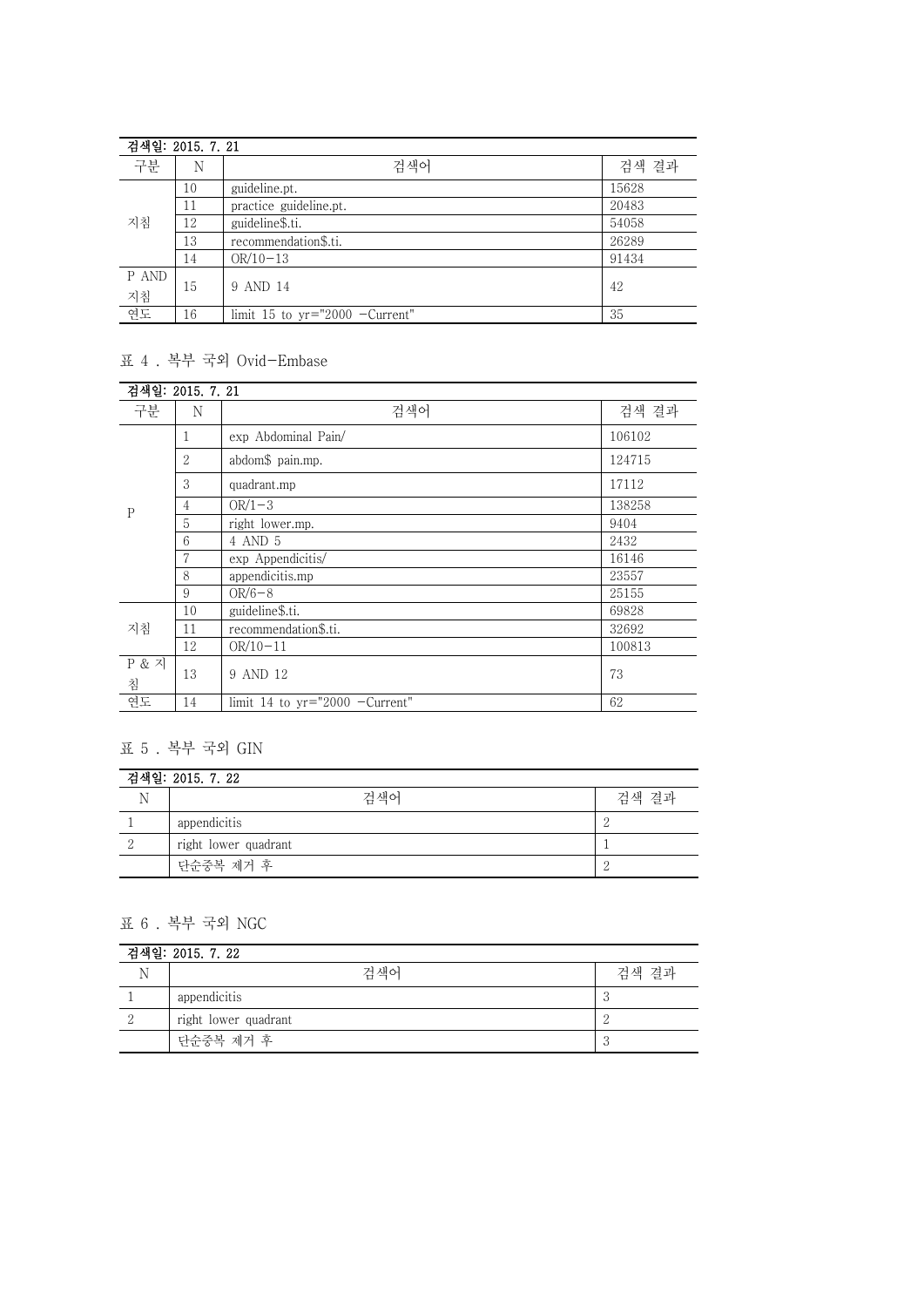| 검색일: 2015. 7. 21 | | | |
|---|---|---|---|
| 구분 | N | 검색어 | 검색 결과 |
| 지침 | 10 | guideline.pt. | 15628 |
| | 11 | practice guideline.pt. | 20483 |
| | 12 | guideline$.ti. | 54058 |
| | 13 | recommendation$.ti. | 26289 |
| | 14 | OR/10-13 | 91434 |
| P AND 지침 | 15 | 9 AND 14 | 42 |
| 연도 | 16 | limit 15 to yr="2000 -Current" | 35 |

표 4 . 복부 국외 Ovid-Embase

| 검색일: 2015. 7. 21 | | | |
|---|---|---|---|
| 구분 | N | 검색어 | 검색 결과 |
| P | 1 | exp Abdominal Pain/ | 106102 |
| | 2 | abdom$ pain.mp. | 124715 |
| | 3 | quadrant.mp | 17112 |
| | 4 | OR/1-3 | 138258 |
| | 5 | right lower.mp. | 9404 |
| | 6 | 4 AND 5 | 2432 |
| | 7 | exp Appendicitis/ | 16146 |
| | 8 | appendicitis.mp | 23557 |
| | 9 | OR/6-8 | 25155 |
| 지침 | 10 | guideline$.ti. | 69828 |
| | 11 | recommendation$.ti. | 32692 |
| | 12 | OR/10-11 | 100813 |
| P & 지침 | 13 | 9 AND 12 | 73 |
| 연도 | 14 | limit 14 to yr="2000 -Current" | 62 |

표 5 . 복부 국외 GIN

| 검색일: 2015. 7. 22 | | |
|---|---|---|
| N | 검색어 | 검색 결과 |
| 1 | appendicitis | 2 |
| 2 | right lower quadrant | 1 |
| | 단순중복 제거 후 | 2 |

표 6 . 복부 국외 NGC

| 검색일: 2015. 7. 22 | | |
|---|---|---|
| N | 검색어 | 검색 결과 |
| 1 | appendicitis | 3 |
| 2 | right lower quadrant | 2 |
| | 단순중복 제거 후 | 3 |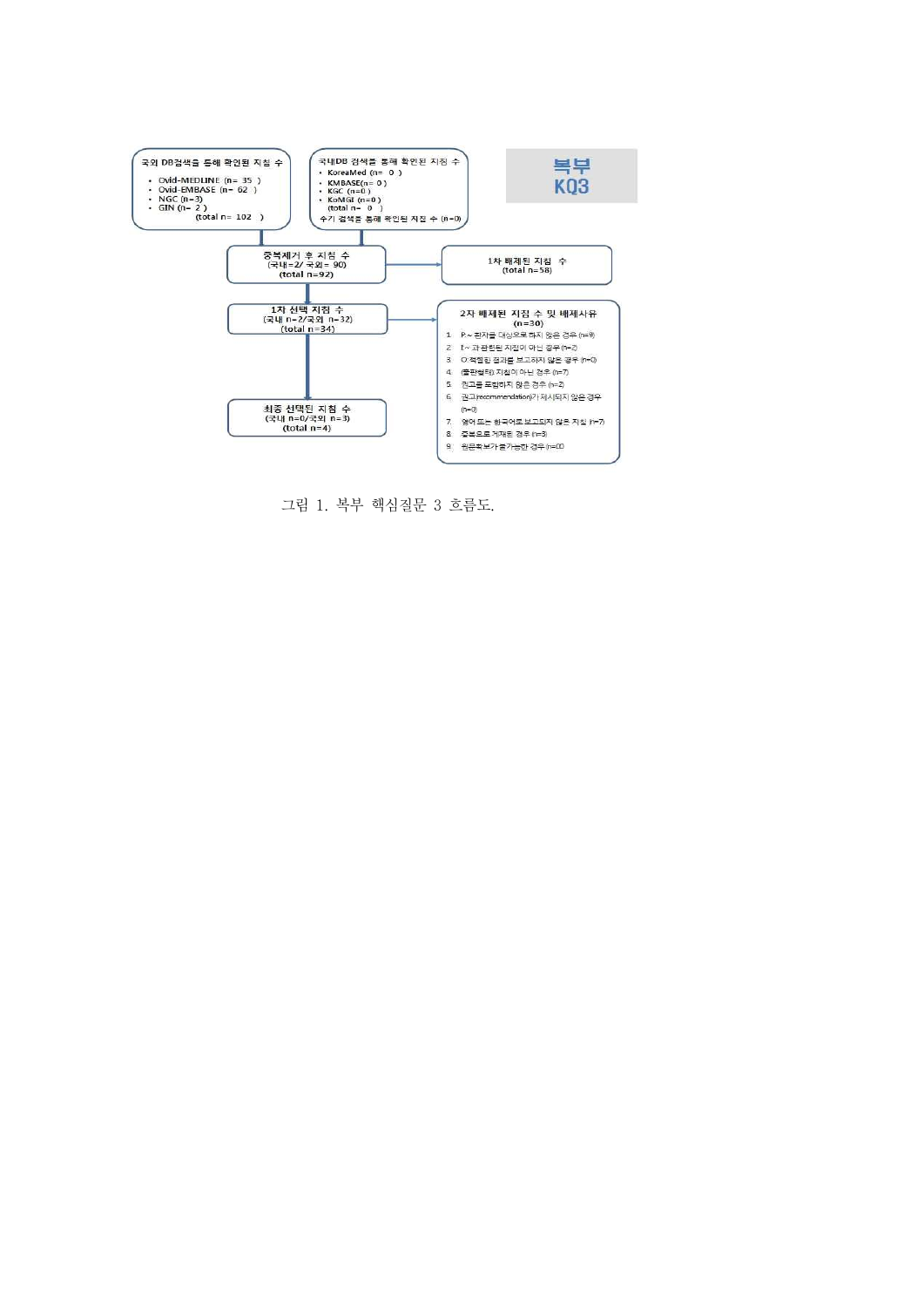국외 DB검색을 통해 확인된 지침 수

- Ovid-MEDLINE (n= 35 )
- Ovid-EMBASE (n= 62 )
- NGC (n=3)
- GIN (n= 2 )

(total n= 102 )

국내DB 검색을 통해 확인된 지침 수

- KoreaMed (n= 0 )
- KMBASE(n= 0 )
- KGC (n=0 )
- KoMGI (n=0 )

(total n= 0 )

수기 검색을 통해 확인된 지침 수 (n=0)

복부 KQ3

중복제거 후 지침 수
(국내=2/ 국외= 90)
(total n=92)

1차 배제된 지침 수
(total n=58)

1차 선택 지침 수
(국내 n=2/국외 n=32)
(total n=34)

2차 배제된 지침 수 및 배제사유
(n=30)

1. P~ 환자를 대상으로 하지 않은 경우 (n=9)
2. I~ 과 관련된 지침이 아닌 경우 (n=2)
3. O 책정된 결과를 보고하지 않은 경우 (n=0)
4. (출판형태) 지침이 아닌 경우 (n=7)
5. 권고를 포함하지 않은 경우 (n=2)
6. 권고(recommendation)가 제시되지 않은 경우 (n=0)
7. 영어 또는 한국어로 보고되지 않은 지침 (n=7)
8. 중복으로 게재된 경우 (n=3)
9. 원문확보가 불가능한 경우 (n=0)

최종 선택된 지침 수
(국내 n=0/국외 n=3)
(total n=4)

그림 1. 복부 핵심질문 3 흐름도.